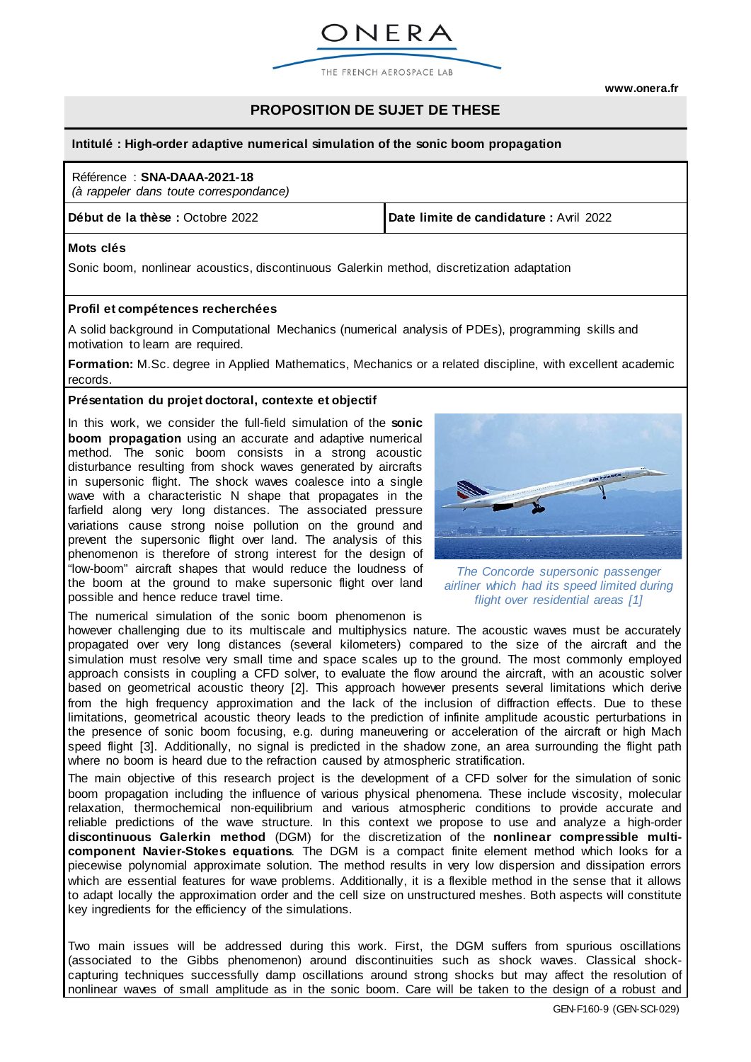ONERA

THE FRENCH AEROSPACE LAB

**www.onera.fr**

# PROPOSITION DE SUJET DE THESE

**Intitulé : High-order adaptive numerical simulation of the sonic boom propagation**

Référence : **SNA-DAAA-2021-18**
*(à rappeler dans toute correspondance)*

| **Début de la thèse :** Octobre 2022 | **Date limite de candidature :** Avril 2022 |
|---|---|

## Mots clés

Sonic boom, nonlinear acoustics, discontinuous Galerkin method, discretization adaptation

## Profil et compétences recherchées

A solid background in Computational Mechanics (numerical analysis of PDEs), programming skills and motivation to learn are required.

**Formation:** M.Sc. degree in Applied Mathematics, Mechanics or a related discipline, with excellent academic records.

## Présentation du projet doctoral, contexte et objectif

In this work, we consider the full-field simulation of the **sonic boom propagation** using an accurate and adaptive numerical method. The sonic boom consists in a strong acoustic disturbance resulting from shock waves generated by aircrafts in supersonic flight. The shock waves coalesce into a single wave with a characteristic N shape that propagates in the farfield along very long distances. The associated pressure variations cause strong noise pollution on the ground and prevent the supersonic flight over land. The analysis of this phenomenon is therefore of strong interest for the design of "low-boom" aircraft shapes that would reduce the loudness of the boom at the ground to make supersonic flight over land possible and hence reduce travel time.

*The Concorde supersonic passenger airliner which had its speed limited during flight over residential areas [1]*

The numerical simulation of the sonic boom phenomenon is however challenging due to its multiscale and multiphysics nature. The acoustic waves must be accurately propagated over very long distances (several kilometers) compared to the size of the aircraft and the simulation must resolve very small time and space scales up to the ground. The most commonly employed approach consists in coupling a CFD solver, to evaluate the flow around the aircraft, with an acoustic solver based on geometrical acoustic theory [2]. This approach however presents several limitations which derive from the high frequency approximation and the lack of the inclusion of diffraction effects. Due to these limitations, geometrical acoustic theory leads to the prediction of infinite amplitude acoustic perturbations in the presence of sonic boom focusing, e.g. during maneuvering or acceleration of the aircraft or high Mach speed flight [3]. Additionally, no signal is predicted in the shadow zone, an area surrounding the flight path where no boom is heard due to the refraction caused by atmospheric stratification.

The main objective of this research project is the development of a CFD solver for the simulation of sonic boom propagation including the influence of various physical phenomena. These include viscosity, molecular relaxation, thermochemical non-equilibrium and various atmospheric conditions to provide accurate and reliable predictions of the wave structure. In this context we propose to use and analyze a high-order **discontinuous Galerkin method** (DGM) for the discretization of the **nonlinear compressible multi-component Navier-Stokes equations**. The DGM is a compact finite element method which looks for a piecewise polynomial approximate solution. The method results in very low dispersion and dissipation errors which are essential features for wave problems. Additionally, it is a flexible method in the sense that it allows to adapt locally the approximation order and the cell size on unstructured meshes. Both aspects will constitute key ingredients for the efficiency of the simulations.

Two main issues will be addressed during this work. First, the DGM suffers from spurious oscillations (associated to the Gibbs phenomenon) around discontinuities such as shock waves. Classical shock-capturing techniques successfully damp oscillations around strong shocks but may affect the resolution of nonlinear waves of small amplitude as in the sonic boom. Care will be taken to the design of a robust and

GEN-F160-9 (GEN-SCI-029)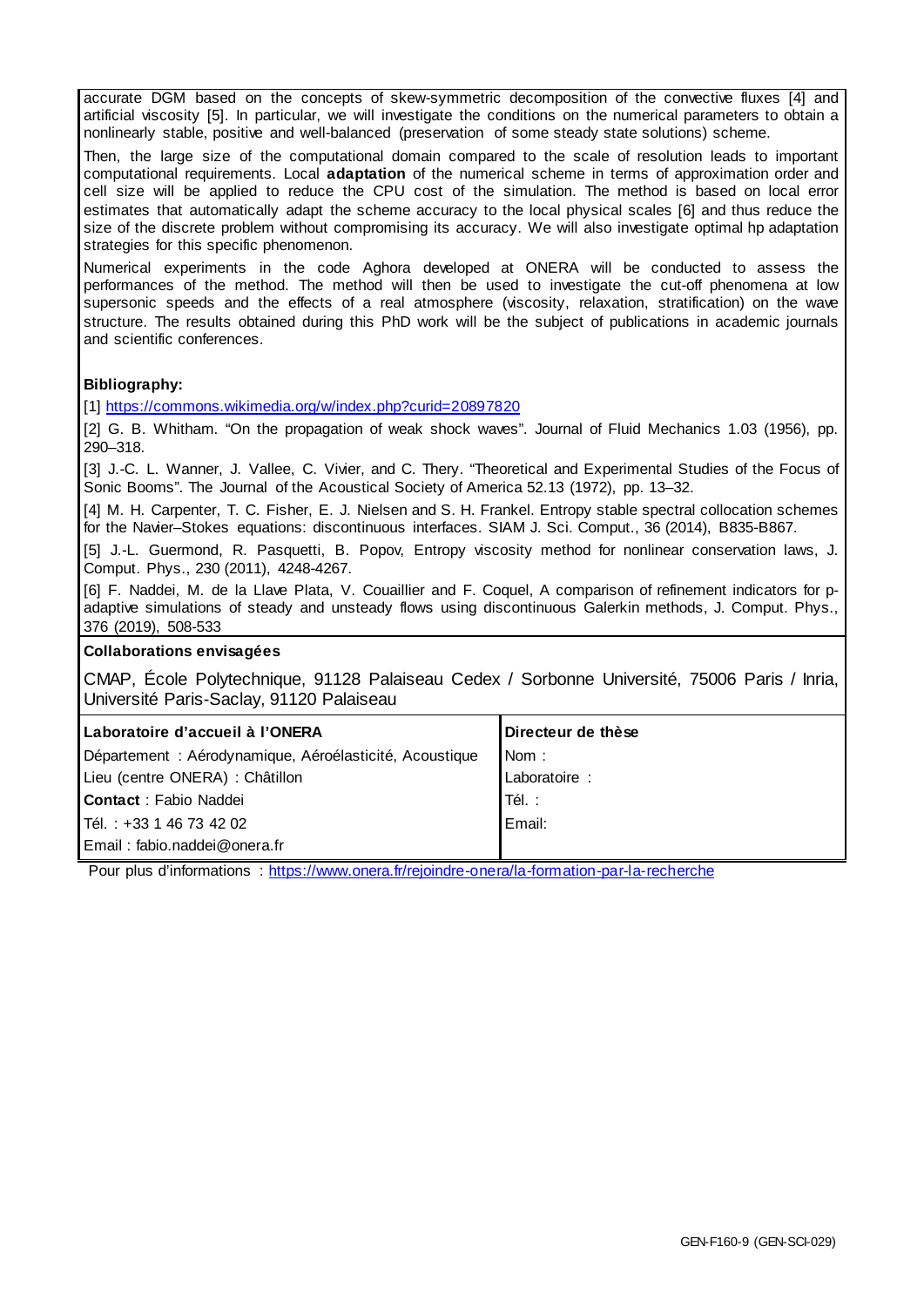accurate DGM based on the concepts of skew-symmetric decomposition of the convective fluxes [4] and artificial viscosity [5]. In particular, we will investigate the conditions on the numerical parameters to obtain a nonlinearly stable, positive and well-balanced (preservation of some steady state solutions) scheme.

Then, the large size of the computational domain compared to the scale of resolution leads to important computational requirements. Local **adaptation** of the numerical scheme in terms of approximation order and cell size will be applied to reduce the CPU cost of the simulation. The method is based on local error estimates that automatically adapt the scheme accuracy to the local physical scales [6] and thus reduce the size of the discrete problem without compromising its accuracy. We will also investigate optimal hp adaptation strategies for this specific phenomenon.

Numerical experiments in the code Aghora developed at ONERA will be conducted to assess the performances of the method. The method will then be used to investigate the cut-off phenomena at low supersonic speeds and the effects of a real atmosphere (viscosity, relaxation, stratification) on the wave structure. The results obtained during this PhD work will be the subject of publications in academic journals and scientific conferences.

**Bibliography:**

[1] https://commons.wikimedia.org/w/index.php?curid=20897820

[2] G. B. Whitham. "On the propagation of weak shock waves". Journal of Fluid Mechanics 1.03 (1956), pp. 290–318.

[3] J.-C. L. Wanner, J. Vallee, C. Vivier, and C. Thery. "Theoretical and Experimental Studies of the Focus of Sonic Booms". The Journal of the Acoustical Society of America 52.13 (1972), pp. 13–32.

[4] M. H. Carpenter, T. C. Fisher, E. J. Nielsen and S. H. Frankel. Entropy stable spectral collocation schemes for the Navier–Stokes equations: discontinuous interfaces. SIAM J. Sci. Comput., 36 (2014), B835-B867.

[5] J.-L. Guermond, R. Pasquetti, B. Popov, Entropy viscosity method for nonlinear conservation laws, J. Comput. Phys., 230 (2011), 4248-4267.

[6] F. Naddei, M. de la Llave Plata, V. Couaillier and F. Coquel, A comparison of refinement indicators for p-adaptive simulations of steady and unsteady flows using discontinuous Galerkin methods, J. Comput. Phys., 376 (2019), 508-533

**Collaborations envisagées**

CMAP, École Polytechnique, 91128 Palaiseau Cedex / Sorbonne Université, 75006 Paris / Inria, Université Paris-Saclay, 91120 Palaiseau

| **Laboratoire d'accueil à l'ONERA** | **Directeur de thèse** |
|---|---|
| Département : Aérodynamique, Aéroélasticité, Acoustique | Nom : |
| Lieu (centre ONERA) : Châtillon | Laboratoire : |
| **Contact** : Fabio Naddei | Tél. : |
| Tél. : +33 1 46 73 42 02 | Email: |
| Email : fabio.naddei@onera.fr | |

Pour plus d'informations : https://www.onera.fr/rejoindre-onera/la-formation-par-la-recherche